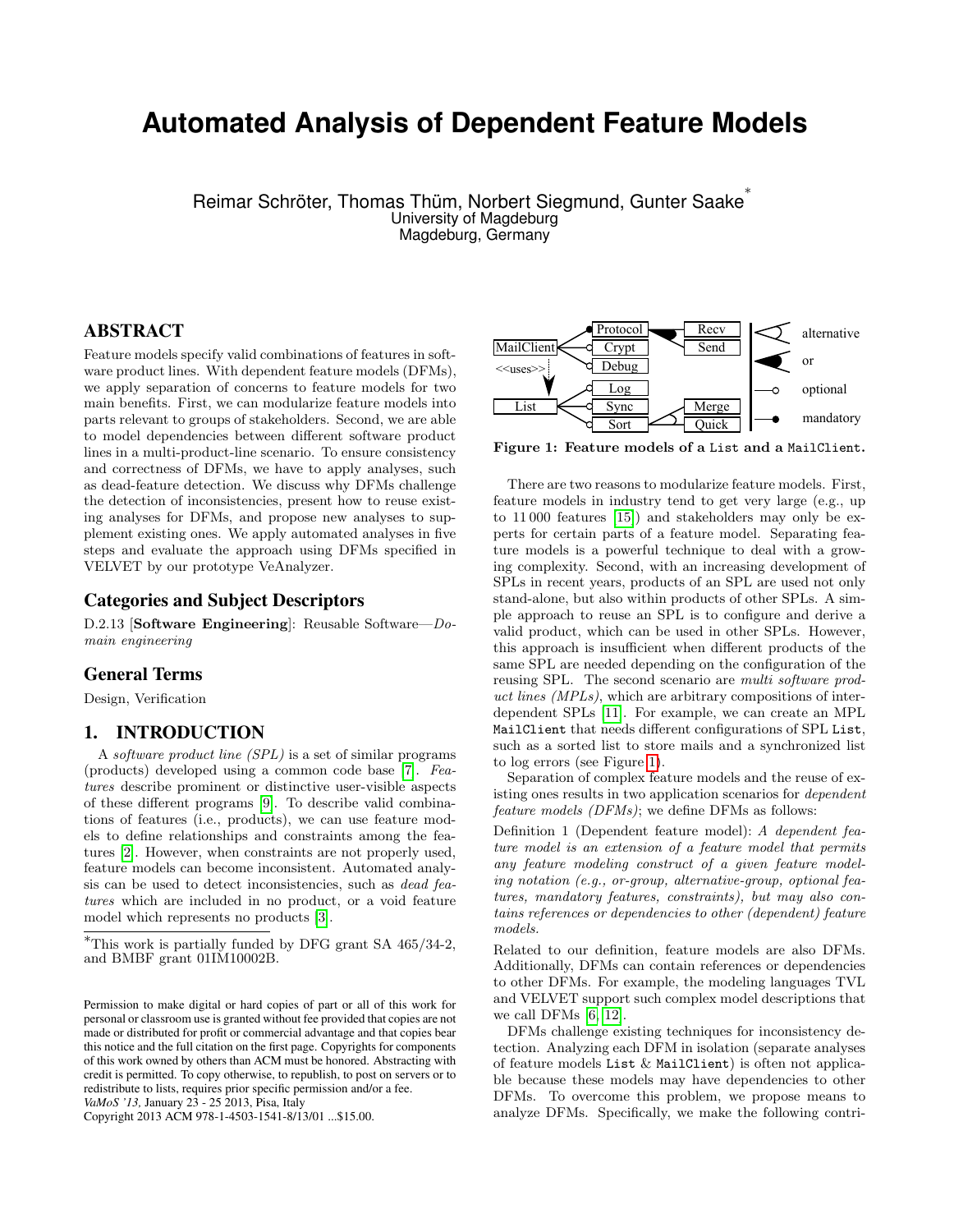# Automated Analysis of Dependent Feature Models

Reimar Schröter, Thomas Thüm, Norbert Siegmund, Gunter Saake*
University of Magdeburg
Magdeburg, Germany

## ABSTRACT

Feature models specify valid combinations of features in software product lines. With dependent feature models (DFMs), we apply separation of concerns to feature models for two main benefits. First, we can modularize feature models into parts relevant to groups of stakeholders. Second, we are able to model dependencies between different software product lines in a multi-product-line scenario. To ensure consistency and correctness of DFMs, we have to apply analyses, such as dead-feature detection. We discuss why DFMs challenge the detection of inconsistencies, present how to reuse existing analyses for DFMs, and propose new analyses to supplement existing ones. We apply automated analyses in five steps and evaluate the approach using DFMs specified in VELVET by our prototype VeAnalyzer.

### Categories and Subject Descriptors

D.2.13 [**Software Engineering**]: Reusable Software—*Domain engineering*

### General Terms

Design, Verification

## 1. INTRODUCTION

A *software product line (SPL)* is a set of similar programs (products) developed using a common code base [7]. *Features* describe prominent or distinctive user-visible aspects of these different programs [9]. To describe valid combinations of features (i.e., products), we can use feature models to define relationships and constraints among the features [2]. However, when constraints are not properly used, feature models can become inconsistent. Automated analysis can be used to detect inconsistencies, such as *dead features* which are included in no product, or a void feature model which represents no products [3].

*This work is partially funded by DFG grant SA 465/34-2, and BMBF grant 01IM10002B.

Permission to make digital or hard copies of part or all of this work for personal or classroom use is granted without fee provided that copies are not made or distributed for profit or commercial advantage and that copies bear this notice and the full citation on the first page. Copyrights for components of this work owned by others than ACM must be honored. Abstracting with credit is permitted. To copy otherwise, to republish, to post on servers or to redistribute to lists, requires prior specific permission and/or a fee.
*VaMoS '13,* January 23 - 25 2013, Pisa, Italy
Copyright 2013 ACM 978-1-4503-1541-8/13/01 ...$15.00.

**Figure 1: Feature models of a List and a MailClient.**

There are two reasons to modularize feature models. First, feature models in industry tend to get very large (e.g., up to 11 000 features [15]) and stakeholders may only be experts for certain parts of a feature model. Separating feature models is a powerful technique to deal with a growing complexity. Second, with an increasing development of SPLs in recent years, products of an SPL are used not only stand-alone, but also within products of other SPLs. A simple approach to reuse an SPL is to configure and derive a valid product, which can be used in other SPLs. However, this approach is insufficient when different products of the same SPL are needed depending on the configuration of the reusing SPL. The second scenario are *multi software product lines (MPLs)*, which are arbitrary compositions of interdependent SPLs [11]. For example, we can create an MPL `MailClient` that needs different configurations of SPL `List`, such as a sorted list to store mails and a synchronized list to log errors (see Figure 1).

Separation of complex feature models and the reuse of existing ones results in two application scenarios for *dependent feature models (DFMs)*; we define DFMs as follows:

Definition 1 (Dependent feature model): *A dependent feature model is an extension of a feature model that permits any feature modeling construct of a given feature modeling notation (e.g., or-group, alternative-group, optional features, mandatory features, constraints), but may also contains references or dependencies to other (dependent) feature models.*

Related to our definition, feature models are also DFMs. Additionally, DFMs can contain references or dependencies to other DFMs. For example, the modeling languages TVL and VELVET support such complex model descriptions that we call DFMs [6, 12].

DFMs challenge existing techniques for inconsistency detection. Analyzing each DFM in isolation (separate analyses of feature models `List` & `MailClient`) is often not applicable because these models may have dependencies to other DFMs. To overcome this problem, we propose means to analyze DFMs. Specifically, we make the following contri-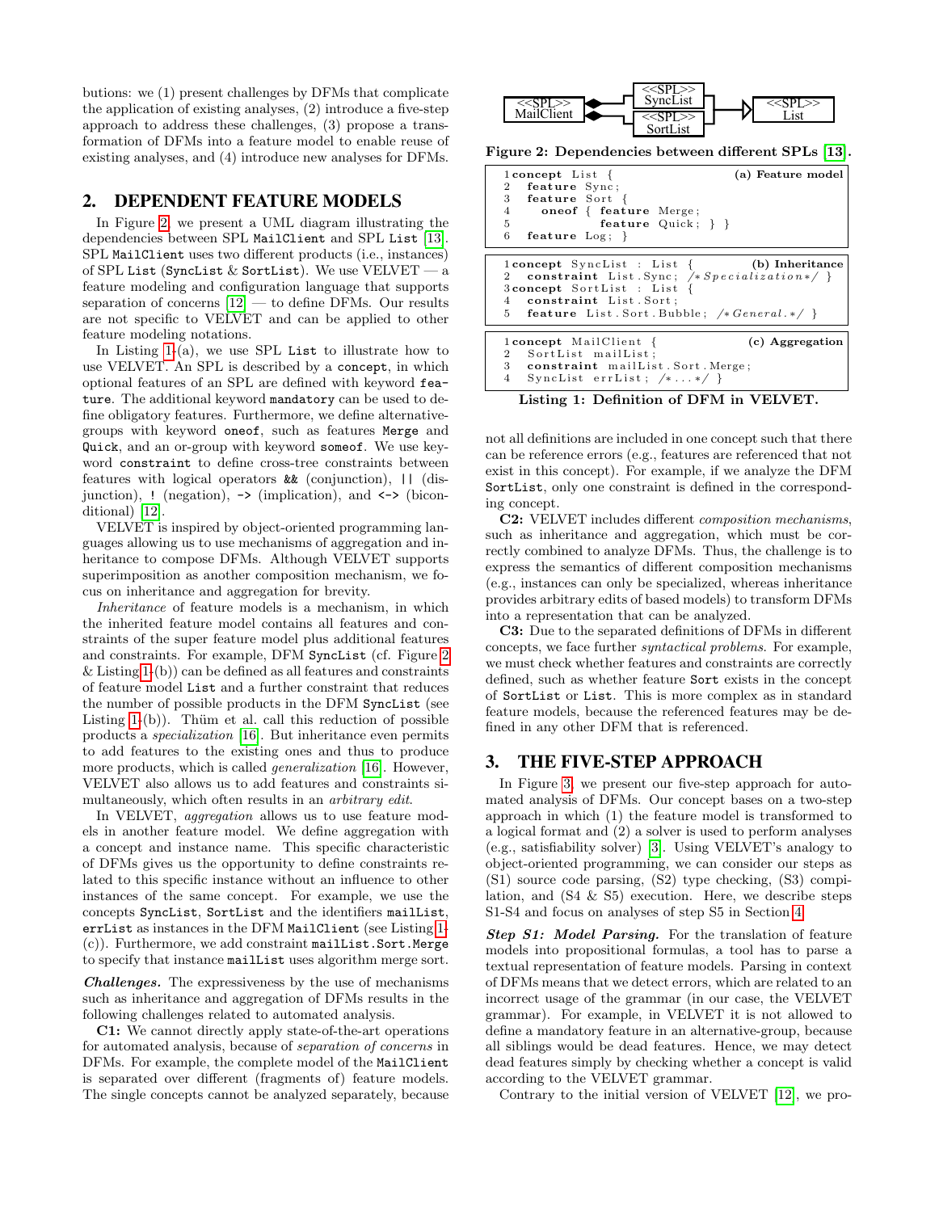butions: we (1) present challenges by DFMs that complicate the application of existing analyses, (2) introduce a five-step approach to address these challenges, (3) propose a transformation of DFMs into a feature model to enable reuse of existing analyses, and (4) introduce new analyses for DFMs.

## 2. DEPENDENT FEATURE MODELS

In Figure 2, we present a UML diagram illustrating the dependencies between SPL `MailClient` and SPL `List` [13]. SPL `MailClient` uses two different products (i.e., instances) of SPL `List` (`SyncList` & `SortList`). We use VELVET — a feature modeling and configuration language that supports separation of concerns [12] — to define DFMs. Our results are not specific to VELVET and can be applied to other feature modeling notations.

In Listing 1-(a), we use SPL `List` to illustrate how to use VELVET. An SPL is described by a `concept`, in which optional features of an SPL are defined with keyword `feature`. The additional keyword `mandatory` can be used to define obligatory features. Furthermore, we define alternative-groups with keyword `oneof`, such as features `Merge` and `Quick`, and an or-group with keyword `someof`. We use keyword `constraint` to define cross-tree constraints between features with logical operators `&&` (conjunction), `||` (disjunction), `!` (negation), `->` (implication), and `<->` (biconditional) [12].

VELVET is inspired by object-oriented programming languages allowing us to use mechanisms of aggregation and inheritance to compose DFMs. Although VELVET supports superimposition as another composition mechanism, we focus on inheritance and aggregation for brevity.

*Inheritance* of feature models is a mechanism, in which the inherited feature model contains all features and constraints of the super feature model plus additional features and constraints. For example, DFM `SyncList` (cf. Figure 2 & Listing 1-(b)) can be defined as all features and constraints of feature model `List` and a further constraint that reduces the number of possible products in the DFM `SyncList` (see Listing 1-(b)). Thüm et al. call this reduction of possible products a *specialization* [16]. But inheritance even permits to add features to the existing ones and thus to produce more products, which is called *generalization* [16]. However, VELVET also allows us to add features and constraints simultaneously, which often results in an *arbitrary edit*.

In VELVET, *aggregation* allows us to use feature models in another feature model. We define aggregation with a concept and instance name. This specific characteristic of DFMs gives us the opportunity to define constraints related to this specific instance without an influence to other instances of the same concept. For example, we use the concepts `SyncList`, `SortList` and the identifiers `mailList`, `errList` as instances in the DFM `MailClient` (see Listing 1-(c)). Furthermore, we add constraint `mailList.Sort.Merge` to specify that instance `mailList` uses algorithm merge sort.

**Challenges.** The expressiveness by the use of mechanisms such as inheritance and aggregation of DFMs results in the following challenges related to automated analysis.

**C1:** We cannot directly apply state-of-the-art operations for automated analysis, because of *separation of concerns* in DFMs. For example, the complete model of the `MailClient` is separated over different (fragments of) feature models. The single concepts cannot be analyzed separately, because

Figure 2: Dependencies between different SPLs [13].

(a) Feature model
```
1 concept List {
2   feature Sync;
3   feature Sort {
4     oneof { feature Merge;
5             feature Quick; } }
6   feature Log; }
```

(b) Inheritance
```
1 concept SyncList : List {
2   constraint List.Sync; /*Specialization*/ }
3 concept SortList : List {
4   constraint List.Sort;
5   feature List.Sort.Bubble; /*General.*/ }
```

(c) Aggregation
```
1 concept MailClient {
2   SortList mailList;
3   constraint mailList.Sort.Merge;
4   SyncList errList; /*...*/ }
```

Listing 1: Definition of DFM in VELVET.

not all definitions are included in one concept such that there can be reference errors (e.g., features are referenced that not exist in this concept). For example, if we analyze the DFM `SortList`, only one constraint is defined in the corresponding concept.

**C2:** VELVET includes different *composition mechanisms*, such as inheritance and aggregation, which must be correctly combined to analyze DFMs. Thus, the challenge is to express the semantics of different composition mechanisms (e.g., instances can only be specialized, whereas inheritance provides arbitrary edits of based models) to transform DFMs into a representation that can be analyzed.

**C3:** Due to the separated definitions of DFMs in different concepts, we face further *syntactical problems*. For example, we must check whether features and constraints are correctly defined, such as whether feature `Sort` exists in the concept of `SortList` or `List`. This is more complex as in standard feature models, because the referenced features may be defined in any other DFM that is referenced.

## 3. THE FIVE-STEP APPROACH

In Figure 3, we present our five-step approach for automated analysis of DFMs. Our concept bases on a two-step approach in which (1) the feature model is transformed to a logical format and (2) a solver is used to perform analyses (e.g., satisfiability solver) [3]. Using VELVET's analogy to object-oriented programming, we can consider our steps as (S1) source code parsing, (S2) type checking, (S3) compilation, and (S4 & S5) execution. Here, we describe steps S1-S4 and focus on analyses of step S5 in Section 4.

***Step S1: Model Parsing.*** For the translation of feature models into propositional formulas, a tool has to parse a textual representation of feature models. Parsing in context of DFMs means that we detect errors, which are related to an incorrect usage of the grammar (in our case, the VELVET grammar). For example, in VELVET it is not allowed to define a mandatory feature in an alternative-group, because all siblings would be dead features. Hence, we may detect dead features simply by checking whether a concept is valid according to the VELVET grammar.

Contrary to the initial version of VELVET [12], we pro-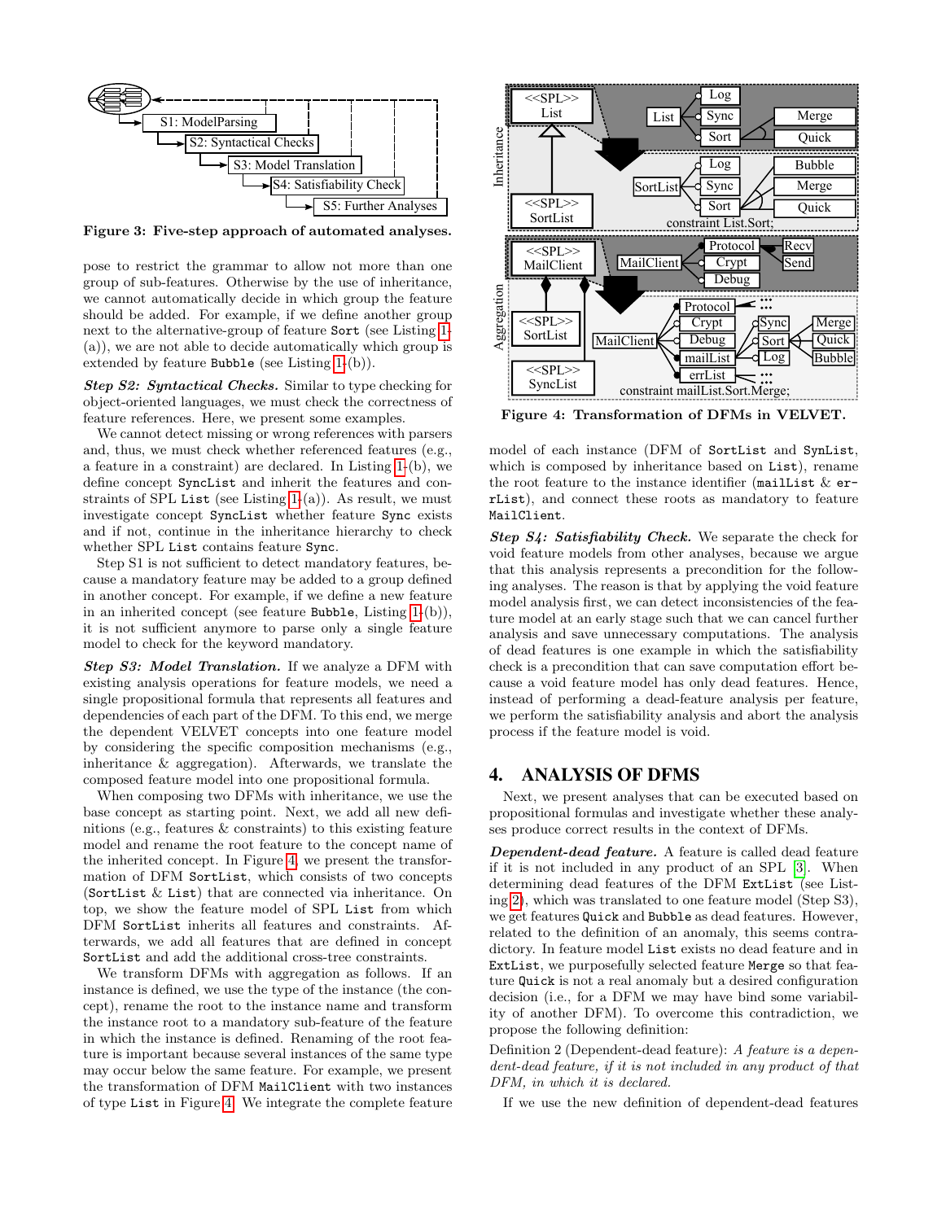S1: ModelParsing

S2: Syntactical Checks

S3: Model Translation

S4: Satisfiability Check

S5: Further Analyses

**Figure 3: Five-step approach of automated analyses.**

pose to restrict the grammar to allow not more than one group of sub-features. Otherwise by the use of inheritance, we cannot automatically decide in which group the feature should be added. For example, if we define another group next to the alternative-group of feature `Sort` (see Listing 1-(a)), we are not able to decide automatically which group is extended by feature `Bubble` (see Listing 1-(b)).

***Step S2: Syntactical Checks.*** Similar to type checking for object-oriented languages, we must check the correctness of feature references. Here, we present some examples.

We cannot detect missing or wrong references with parsers and, thus, we must check whether referenced features (e.g., a feature in a constraint) are declared. In Listing 1-(b), we define concept `SyncList` and inherit the features and constraints of SPL `List` (see Listing 1-(a)). As result, we must investigate concept `SyncList` whether feature `Sync` exists and if not, continue in the inheritance hierarchy to check whether SPL `List` contains feature `Sync`.

Step S1 is not sufficient to detect mandatory features, because a mandatory feature may be added to a group defined in another concept. For example, if we define a new feature in an inherited concept (see feature `Bubble`, Listing 1-(b)), it is not sufficient anymore to parse only a single feature model to check for the keyword mandatory.

***Step S3: Model Translation.*** If we analyze a DFM with existing analysis operations for feature models, we need a single propositional formula that represents all features and dependencies of each part of the DFM. To this end, we merge the dependent VELVET concepts into one feature model by considering the specific composition mechanisms (e.g., inheritance & aggregation). Afterwards, we translate the composed feature model into one propositional formula.

When composing two DFMs with inheritance, we use the base concept as starting point. Next, we add all new definitions (e.g., features & constraints) to this existing feature model and rename the root feature to the concept name of the inherited concept. In Figure 4, we present the transformation of DFM `SortList`, which consists of two concepts (`SortList` & `List`) that are connected via inheritance. On top, we show the feature model of SPL `List` from which DFM `SortList` inherits all features and constraints. Afterwards, we add all features that are defined in concept `SortList` and add the additional cross-tree constraints.

We transform DFMs with aggregation as follows. If an instance is defined, we use the type of the instance (the concept), rename the root to the instance name and transform the instance root to a mandatory sub-feature of the feature in which the instance is defined. Renaming of the root feature is important because several instances of the same type may occur below the same feature. For example, we present the transformation of DFM `MailClient` with two instances of type `List` in Figure 4. We integrate the complete feature

Inheritance

<<SPL>> List

List, Log, Sync, Sort, Merge, Quick

<<SPL>> SortList

SortList, Log, Sync, Sort, Bubble, Merge, Quick

constraint List.Sort;

Aggregation

<<SPL>> MailClient

MailClient, Protocol, Crypt, Debug, Recv, Send

<<SPL>> SortList

<<SPL>> SyncList

MailClient, Protocol, Crypt, Debug, mailList, errList, Sync, Sort, Log, Merge, Quick, Bubble

constraint mailList.Sort.Merge;

**Figure 4: Transformation of DFMs in VELVET.**

model of each instance (DFM of `SortList` and `SynList`, which is composed by inheritance based on `List`), rename the root feature to the instance identifier (`mailList` & `errList`), and connect these roots as mandatory to feature `MailClient`.

***Step S4: Satisfiability Check.*** We separate the check for void feature models from other analyses, because we argue that this analysis represents a precondition for the following analyses. The reason is that by applying the void feature model analysis first, we can detect inconsistencies of the feature model at an early stage such that we can cancel further analysis and save unnecessary computations. The analysis of dead features is one example in which the satisfiability check is a precondition that can save computation effort because a void feature model has only dead features. Hence, instead of performing a dead-feature analysis per feature, we perform the satisfiability analysis and abort the analysis process if the feature model is void.

## 4. ANALYSIS OF DFMS

Next, we present analyses that can be executed based on propositional formulas and investigate whether these analyses produce correct results in the context of DFMs.

***Dependent-dead feature.*** A feature is called dead feature if it is not included in any product of an SPL [3]. When determining dead features of the DFM `ExtList` (see Listing 2), which was translated to one feature model (Step S3), we get features `Quick` and `Bubble` as dead features. However, related to the definition of an anomaly, this seems contradictory. In feature model `List` exists no dead feature and in `ExtList`, we purposefully selected feature `Merge` so that feature `Quick` is not a real anomaly but a desired configuration decision (i.e., for a DFM we may have bind some variability of another DFM). To overcome this contradiction, we propose the following definition:

Definition 2 (Dependent-dead feature): *A feature is a dependent-dead feature, if it is not included in any product of that DFM, in which it is declared.*

If we use the new definition of dependent-dead features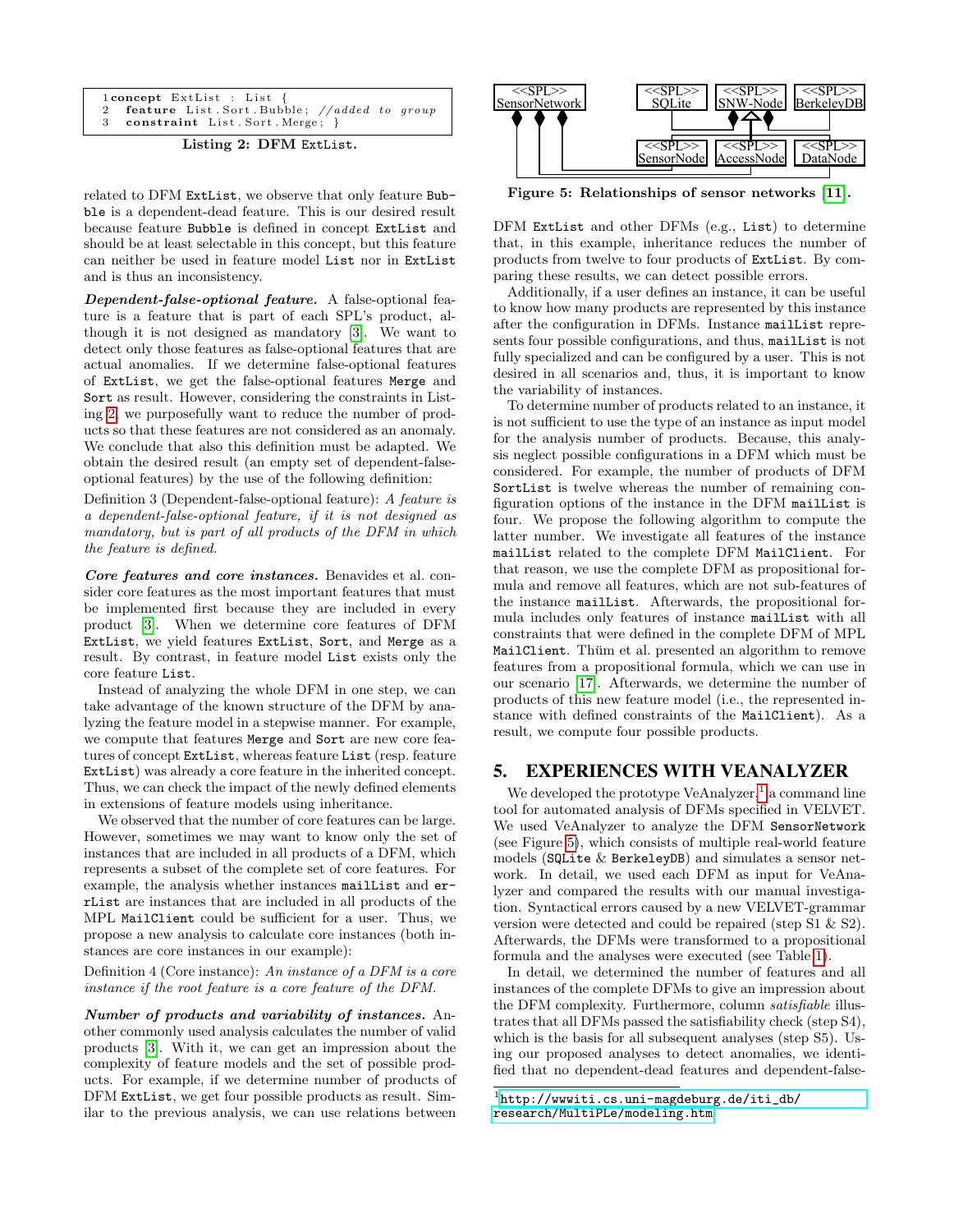```
1 concept ExtList : List {
2   feature List.Sort.Bubble; //added to group
3   constraint List.Sort.Merge; }
```

**Listing 2: DFM ExtList.**

related to DFM ExtList, we observe that only feature Bubble is a dependent-dead feature. This is our desired result because feature Bubble is defined in concept ExtList and should be at least selectable in this concept, but this feature can neither be used in feature model List nor in ExtList and is thus an inconsistency.

***Dependent-false-optional feature.*** A false-optional feature is a feature that is part of each SPL's product, although it is not designed as mandatory [3]. We want to detect only those features as false-optional features that are actual anomalies. If we determine false-optional features of ExtList, we get the false-optional features Merge and Sort as result. However, considering the constraints in Listing 2, we purposefully want to reduce the number of products so that these features are not considered as an anomaly. We conclude that also this definition must be adapted. We obtain the desired result (an empty set of dependent-false-optional features) by the use of the following definition:

Definition 3 (Dependent-false-optional feature): *A feature is a dependent-false-optional feature, if it is not designed as mandatory, but is part of all products of the DFM in which the feature is defined.*

***Core features and core instances.*** Benavides et al. consider core features as the most important features that must be implemented first because they are included in every product [3]. When we determine core features of DFM ExtList, we yield features ExtList, Sort, and Merge as a result. By contrast, in feature model List exists only the core feature List.

Instead of analyzing the whole DFM in one step, we can take advantage of the known structure of the DFM by analyzing the feature model in a stepwise manner. For example, we compute that features Merge and Sort are new core features of concept ExtList, whereas feature List (resp. feature ExtList) was already a core feature in the inherited concept. Thus, we can check the impact of the newly defined elements in extensions of feature models using inheritance.

We observed that the number of core features can be large. However, sometimes we may want to know only the set of instances that are included in all products of a DFM, which represents a subset of the complete set of core features. For example, the analysis whether instances mailList and errList are instances that are included in all products of the MPL MailClient could be sufficient for a user. Thus, we propose a new analysis to calculate core instances (both instances are core instances in our example):

Definition 4 (Core instance): *An instance of a DFM is a core instance if the root feature is a core feature of the DFM.*

***Number of products and variability of instances.*** Another commonly used analysis calculates the number of valid products [3]. With it, we can get an impression about the complexity of feature models and the set of possible products. For example, if we determine number of products of DFM ExtList, we get four possible products as result. Similar to the previous analysis, we can use relations between DFM ExtList and other DFMs (e.g., List) to determine that, in this example, inheritance reduces the number of products from twelve to four products of ExtList. By comparing these results, we can detect possible errors.

Additionally, if a user defines an instance, it can be useful to know how many products are represented by this instance after the configuration in DFMs. Instance mailList represents four possible configurations, and thus, mailList is not fully specialized and can be configured by a user. This is not desired in all scenarios and, thus, it is important to know the variability of instances.

To determine number of products related to an instance, it is not sufficient to use the type of an instance as input model for the analysis number of products. Because, this analysis neglect possible configurations in a DFM which must be considered. For example, the number of products of DFM SortList is twelve whereas the number of remaining configuration options of the instance in the DFM mailList is four. We propose the following algorithm to compute the latter number. We investigate all features of the instance mailList related to the complete DFM MailClient. For that reason, we use the complete DFM as propositional formula and remove all features, which are not sub-features of the instance mailList. Afterwards, the propositional formula includes only features of instance mailList with all constraints that were defined in the complete DFM of MPL MailClient. Thüm et al. presented an algorithm to remove features from a propositional formula, which we can use in our scenario [17]. Afterwards, we determine the number of products of this new feature model (i.e., the represented instance with defined constraints of the MailClient). As a result, we compute four possible products.

<<SPL>> SensorNetwork
<<SPL>> SQLite
<<SPL>> SNW-Node
<<SPL>> BerkeleyDB
<<SPL>> SensorNode
<<SPL>> AccessNode
<<SPL>> DataNode

**Figure 5: Relationships of sensor networks [11].**

## 5. EXPERIENCES WITH VEANALYZER

We developed the prototype VeAnalyzer,[1] a command line tool for automated analysis of DFMs specified in VELVET. We used VeAnalyzer to analyze the DFM SensorNetwork (see Figure 5), which consists of multiple real-world feature models (SQLite & BerkeleyDB) and simulates a sensor network. In detail, we used each DFM as input for VeAnalyzer and compared the results with our manual investigation. Syntactical errors caused by a new VELVET-grammar version were detected and could be repaired (step S1 & S2). Afterwards, the DFMs were transformed to a propositional formula and the analyses were executed (see Table 1).

In detail, we determined the number of features and all instances of the complete DFMs to give an impression about the DFM complexity. Furthermore, column *satisfiable* illustrates that all DFMs passed the satisfiability check (step S4), which is the basis for all subsequent analyses (step S5). Using our proposed analyses to detect anomalies, we identified that no dependent-dead features and dependent-false-

[1] http://wwwiti.cs.uni-magdeburg.de/iti_db/research/MultiPLe/modeling.htm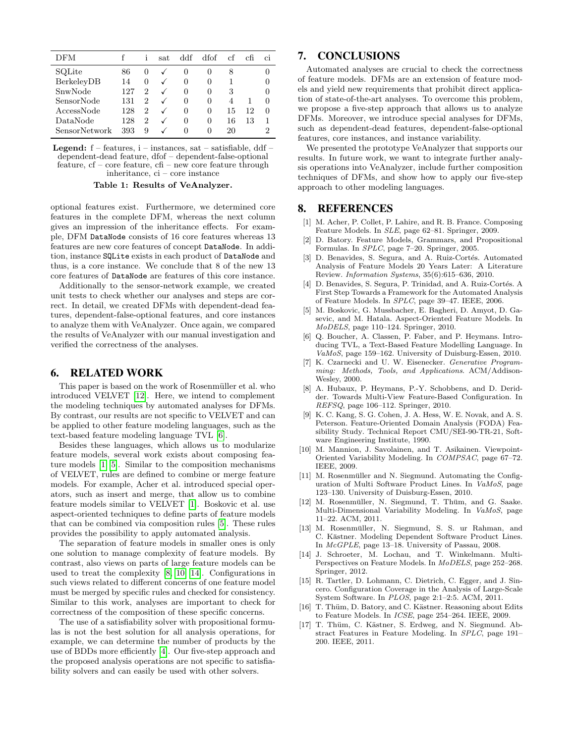| DFM | f | i | sat | ddf | dfof | cf | cfi | ci |
|---|---|---|---|---|---|---|---|---|
| SQLite | 86 | 0 | ✓ | 0 | 0 | 8 | | 0 |
| BerkeleyDB | 14 | 0 | ✓ | 0 | 0 | 1 | | 0 |
| SnwNode | 127 | 2 | ✓ | 0 | 0 | 3 | | 0 |
| SensorNode | 131 | 2 | ✓ | 0 | 0 | 4 | 1 | 0 |
| AccessNode | 128 | 2 | ✓ | 0 | 0 | 15 | 12 | 0 |
| DataNode | 128 | 2 | ✓ | 0 | 0 | 16 | 13 | 1 |
| SensorNetwork | 393 | 9 | ✓ | 0 | 0 | 20 | | 2 |

**Legend:** f – features, i – instances, sat – satisfiable, ddf – dependent-dead feature, dfof – dependent-false-optional feature, cf – core feature, cfi – new core feature through inheritance, ci – core instance

**Table 1: Results of VeAnalyzer.**

optional features exist. Furthermore, we determined core features in the complete DFM, whereas the next column gives an impression of the inheritance effects. For example, DFM `DataNode` consists of 16 core features whereas 13 features are new core features of concept `DataNode`. In addition, instance `SQLite` exists in each product of `DataNode` and thus, is a core instance. We conclude that 8 of the new 13 core features of `DataNode` are features of this core instance.

Additionally to the sensor-network example, we created unit tests to check whether our analyses and steps are correct. In detail, we created DFMs with dependent-dead features, dependent-false-optional features, and core instances to analyze them with VeAnalyzer. Once again, we compared the results of VeAnalyzer with our manual investigation and verified the correctness of the analyses.

## 6. RELATED WORK

This paper is based on the work of Rosenmüller et al. who introduced VELVET [12]. Here, we intend to complement the modeling techniques by automated analyses for DFMs. By contrast, our results are not specific to VELVET and can be applied to other feature modeling languages, such as the text-based feature modeling language TVL [6].

Besides these languages, which allows us to modularize feature models, several work exists about composing feature models [1, 5]. Similar to the composition mechanisms of VELVET, rules are defined to combine or merge feature models. For example, Acher et al. introduced special operators, such as insert and merge, that allow us to combine feature models similar to VELVET [1]. Boskovic et al. use aspect-oriented techniques to define parts of feature models that can be combined via composition rules [5]. These rules provides the possibility to apply automated analysis.

The separation of feature models in smaller ones is only one solution to manage complexity of feature models. By contrast, also views on parts of large feature models can be used to treat the complexity [8, 10, 14]. Configurations in such views related to different concerns of one feature model must be merged by specific rules and checked for consistency. Similar to this work, analyses are important to check for correctness of the composition of these specific concerns.

The use of a satisfiability solver with propositional formulas is not the best solution for all analysis operations, for example, we can determine the number of products by the use of BDDs more efficiently [4]. Our five-step approach and the proposed analysis operations are not specific to satisfiability solvers and can easily be used with other solvers.

## 7. CONCLUSIONS

Automated analyses are crucial to check the correctness of feature models. DFMs are an extension of feature models and yield new requirements that prohibit direct application of state-of-the-art analyses. To overcome this problem, we propose a five-step approach that allows us to analyze DFMs. Moreover, we introduce special analyses for DFMs, such as dependent-dead features, dependent-false-optional features, core instances, and instance variability.

We presented the prototype VeAnalyzer that supports our results. In future work, we want to integrate further analysis operations into VeAnalyzer, include further composition techniques of DFMs, and show how to apply our five-step approach to other modeling languages.

## 8. REFERENCES

[1] M. Acher, P. Collet, P. Lahire, and R. B. France. Composing Feature Models. In *SLE*, page 62–81. Springer, 2009.

[2] D. Batory. Feature Models, Grammars, and Propositional Formulas. In *SPLC*, page 7–20. Springer, 2005.

[3] D. Benavides, S. Segura, and A. Ruiz-Cortés. Automated Analysis of Feature Models 20 Years Later: A Literature Review. *Information Systems*, 35(6):615–636, 2010.

[4] D. Benavides, S. Segura, P. Trinidad, and A. Ruiz-Cortés. A First Step Towards a Framework for the Automated Analysis of Feature Models. In *SPLC*, page 39–47. IEEE, 2006.

[5] M. Boskovic, G. Mussbacher, E. Bagheri, D. Amyot, D. Gasevic, and M. Hatala. Aspect-Oriented Feature Models. In *MoDELS*, page 110–124. Springer, 2010.

[6] Q. Boucher, A. Classen, P. Faber, and P. Heymans. Introducing TVL, a Text-Based Feature Modelling Language. In *VaMoS*, page 159–162. University of Duisburg-Essen, 2010.

[7] K. Czarnecki and U. W. Eisenecker. *Generative Programming: Methods, Tools, and Applications*. ACM/Addison-Wesley, 2000.

[8] A. Hubaux, P. Heymans, P.-Y. Schobbens, and D. Deridder. Towards Multi-View Feature-Based Configuration. In *REFSQ*, page 106–112. Springer, 2010.

[9] K. C. Kang, S. G. Cohen, J. A. Hess, W. E. Novak, and A. S. Peterson. Feature-Oriented Domain Analysis (FODA) Feasibility Study. Technical Report CMU/SEI-90-TR-21, Software Engineering Institute, 1990.

[10] M. Mannion, J. Savolainen, and T. Asikainen. Viewpoint-Oriented Variability Modeling. In *COMPSAC*, page 67–72. IEEE, 2009.

[11] M. Rosenmüller and N. Siegmund. Automating the Configuration of Multi Software Product Lines. In *VaMoS*, page 123–130. University of Duisburg-Essen, 2010.

[12] M. Rosenmüller, N. Siegmund, T. Thüm, and G. Saake. Multi-Dimensional Variability Modeling. In *VaMoS*, page 11–22. ACM, 2011.

[13] M. Rosenmüller, N. Siegmund, S. S. ur Rahman, and C. Kästner. Modeling Dependent Software Product Lines. In *McGPLE*, page 13–18. University of Passau, 2008.

[14] J. Schroeter, M. Lochau, and T. Winkelmann. Multi-Perspectives on Feature Models. In *MoDELS*, page 252–268. Springer, 2012.

[15] R. Tartler, D. Lohmann, C. Dietrich, C. Egger, and J. Sincero. Configuration Coverage in the Analysis of Large-Scale System Software. In *PLOS*, page 2:1–2:5. ACM, 2011.

[16] T. Thüm, D. Batory, and C. Kästner. Reasoning about Edits to Feature Models. In *ICSE*, page 254–264. IEEE, 2009.

[17] T. Thüm, C. Kästner, S. Erdweg, and N. Siegmund. Abstract Features in Feature Modeling. In *SPLC*, page 191–200. IEEE, 2011.